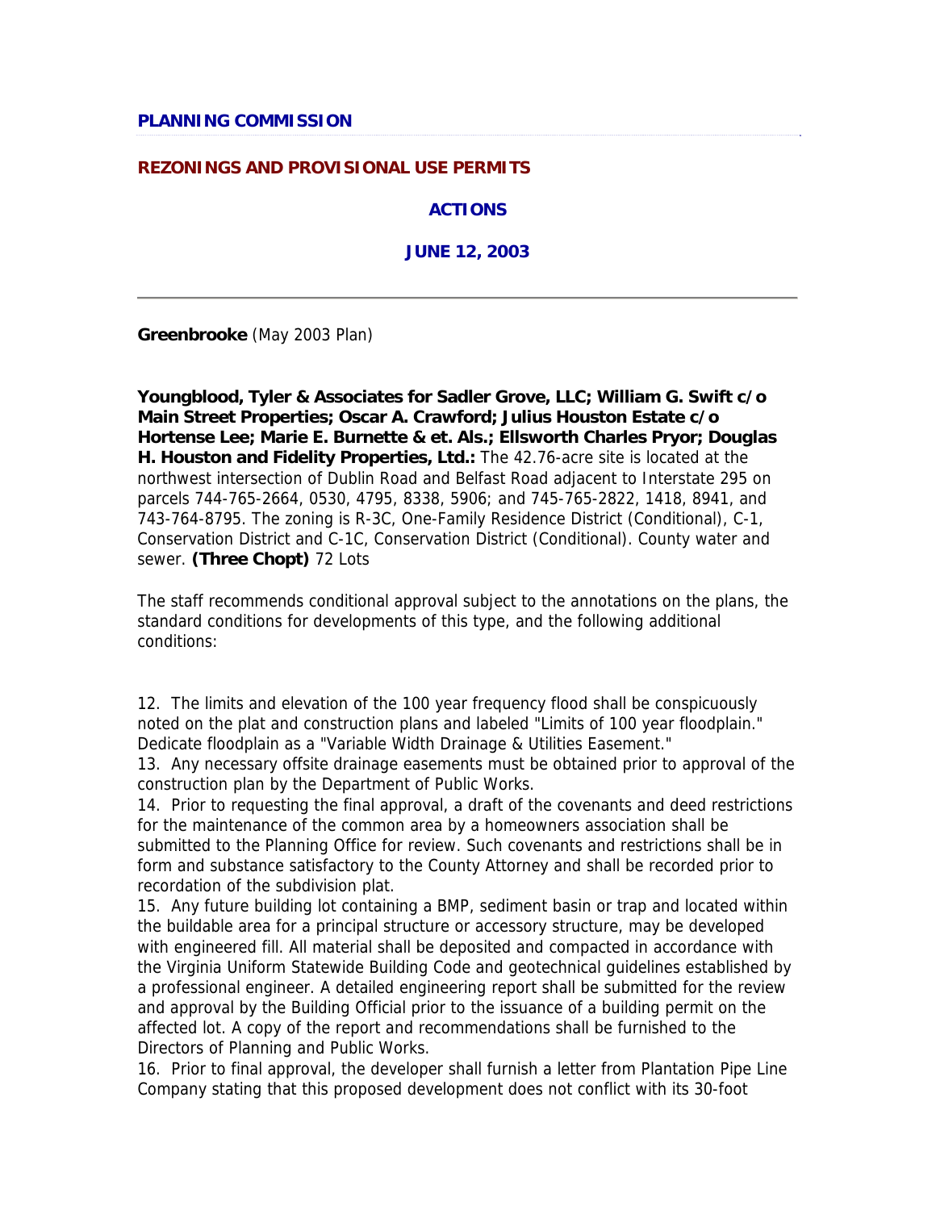**PLANNING COMMISSION**

**REZONINGS AND PROVISIONAL USE PERMITS**

**ACTIONS**

**JUNE 12, 2003**

---

**Greenbrooke** (May 2003 Plan)

**Youngblood, Tyler & Associates for Sadler Grove, LLC; William G. Swift c/o Main Street Properties; Oscar A. Crawford; Julius Houston Estate c/o Hortense Lee; Marie E. Burnette & et. Als.; Ellsworth Charles Pryor; Douglas H. Houston and Fidelity Properties, Ltd.:** The 42.76-acre site is located at the northwest intersection of Dublin Road and Belfast Road adjacent to Interstate 295 on parcels 744-765-2664, 0530, 4795, 8338, 5906; and 745-765-2822, 1418, 8941, and 743-764-8795. The zoning is R-3C, One-Family Residence District (Conditional), C-1, Conservation District and C-1C, Conservation District (Conditional). County water and sewer. **(Three Chopt)** 72 Lots

The staff recommends conditional approval subject to the annotations on the plans, the standard conditions for developments of this type, and the following additional conditions:

12. The limits and elevation of the 100 year frequency flood shall be conspicuously noted on the plat and construction plans and labeled "Limits of 100 year floodplain." Dedicate floodplain as a "Variable Width Drainage & Utilities Easement."
13. Any necessary offsite drainage easements must be obtained prior to approval of the construction plan by the Department of Public Works.
14. Prior to requesting the final approval, a draft of the covenants and deed restrictions for the maintenance of the common area by a homeowners association shall be submitted to the Planning Office for review. Such covenants and restrictions shall be in form and substance satisfactory to the County Attorney and shall be recorded prior to recordation of the subdivision plat.
15. Any future building lot containing a BMP, sediment basin or trap and located within the buildable area for a principal structure or accessory structure, may be developed with engineered fill. All material shall be deposited and compacted in accordance with the Virginia Uniform Statewide Building Code and geotechnical guidelines established by a professional engineer. A detailed engineering report shall be submitted for the review and approval by the Building Official prior to the issuance of a building permit on the affected lot. A copy of the report and recommendations shall be furnished to the Directors of Planning and Public Works.
16. Prior to final approval, the developer shall furnish a letter from Plantation Pipe Line Company stating that this proposed development does not conflict with its 30-foot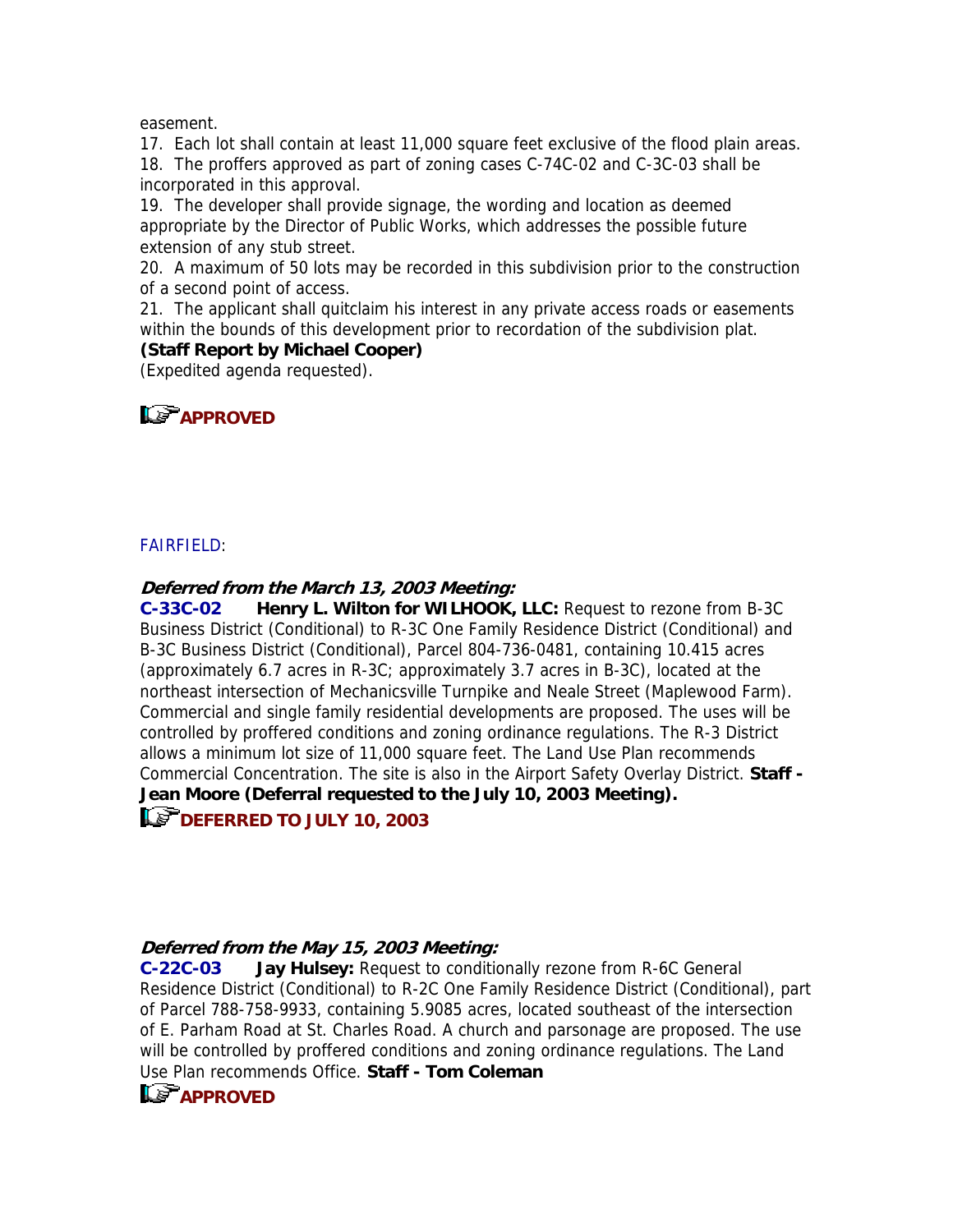easement.

17. Each lot shall contain at least 11,000 square feet exclusive of the flood plain areas.
18. The proffers approved as part of zoning cases C-74C-02 and C-3C-03 shall be incorporated in this approval.
19. The developer shall provide signage, the wording and location as deemed appropriate by the Director of Public Works, which addresses the possible future extension of any stub street.
20. A maximum of 50 lots may be recorded in this subdivision prior to the construction of a second point of access.
21. The applicant shall quitclaim his interest in any private access roads or easements within the bounds of this development prior to recordation of the subdivision plat.

**(Staff Report by Michael Cooper)**

(Expedited agenda requested).

**APPROVED**

FAIRFIELD:

***Deferred from the March 13, 2003 Meeting:***

**C-33C-02** **Henry L. Wilton for WILHOOK, LLC:** Request to rezone from B-3C Business District (Conditional) to R-3C One Family Residence District (Conditional) and B-3C Business District (Conditional), Parcel 804-736-0481, containing 10.415 acres (approximately 6.7 acres in R-3C; approximately 3.7 acres in B-3C), located at the northeast intersection of Mechanicsville Turnpike and Neale Street (Maplewood Farm). Commercial and single family residential developments are proposed. The uses will be controlled by proffered conditions and zoning ordinance regulations. The R-3 District allows a minimum lot size of 11,000 square feet. The Land Use Plan recommends Commercial Concentration. The site is also in the Airport Safety Overlay District. **Staff - Jean Moore (Deferral requested to the July 10, 2003 Meeting).**

**DEFERRED TO JULY 10, 2003**

***Deferred from the May 15, 2003 Meeting:***

**C-22C-03** **Jay Hulsey:** Request to conditionally rezone from R-6C General Residence District (Conditional) to R-2C One Family Residence District (Conditional), part of Parcel 788-758-9933, containing 5.9085 acres, located southeast of the intersection of E. Parham Road at St. Charles Road. A church and parsonage are proposed. The use will be controlled by proffered conditions and zoning ordinance regulations. The Land Use Plan recommends Office. **Staff - Tom Coleman**

**APPROVED**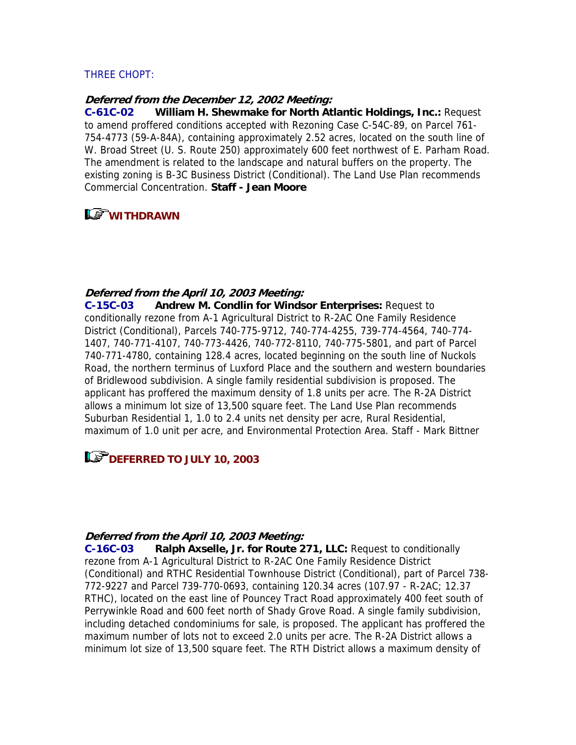THREE CHOPT:

***Deferred from the December 12, 2002 Meeting:***

**C-61C-02 William H. Shewmake for North Atlantic Holdings, Inc.:** Request to amend proffered conditions accepted with Rezoning Case C-54C-89, on Parcel 761-754-4773 (59-A-84A), containing approximately 2.52 acres, located on the south line of W. Broad Street (U. S. Route 250) approximately 600 feet northwest of E. Parham Road. The amendment is related to the landscape and natural buffers on the property. The existing zoning is B-3C Business District (Conditional). The Land Use Plan recommends Commercial Concentration. **Staff - Jean Moore**

**WITHDRAWN**

***Deferred from the April 10, 2003 Meeting:***

**C-15C-03 Andrew M. Condlin for Windsor Enterprises:** Request to conditionally rezone from A-1 Agricultural District to R-2AC One Family Residence District (Conditional), Parcels 740-775-9712, 740-774-4255, 739-774-4564, 740-774-1407, 740-771-4107, 740-773-4426, 740-772-8110, 740-775-5801, and part of Parcel 740-771-4780, containing 128.4 acres, located beginning on the south line of Nuckols Road, the northern terminus of Luxford Place and the southern and western boundaries of Bridlewood subdivision. A single family residential subdivision is proposed. The applicant has proffered the maximum density of 1.8 units per acre. The R-2A District allows a minimum lot size of 13,500 square feet. The Land Use Plan recommends Suburban Residential 1, 1.0 to 2.4 units net density per acre, Rural Residential, maximum of 1.0 unit per acre, and Environmental Protection Area. Staff - Mark Bittner

**DEFERRED TO JULY 10, 2003**

***Deferred from the April 10, 2003 Meeting:***

**C-16C-03 Ralph Axselle, Jr. for Route 271, LLC:** Request to conditionally rezone from A-1 Agricultural District to R-2AC One Family Residence District (Conditional) and RTHC Residential Townhouse District (Conditional), part of Parcel 738-772-9227 and Parcel 739-770-0693, containing 120.34 acres (107.97 - R-2AC; 12.37 RTHC), located on the east line of Pouncey Tract Road approximately 400 feet south of Perrywinkle Road and 600 feet north of Shady Grove Road. A single family subdivision, including detached condominiums for sale, is proposed. The applicant has proffered the maximum number of lots not to exceed 2.0 units per acre. The R-2A District allows a minimum lot size of 13,500 square feet. The RTH District allows a maximum density of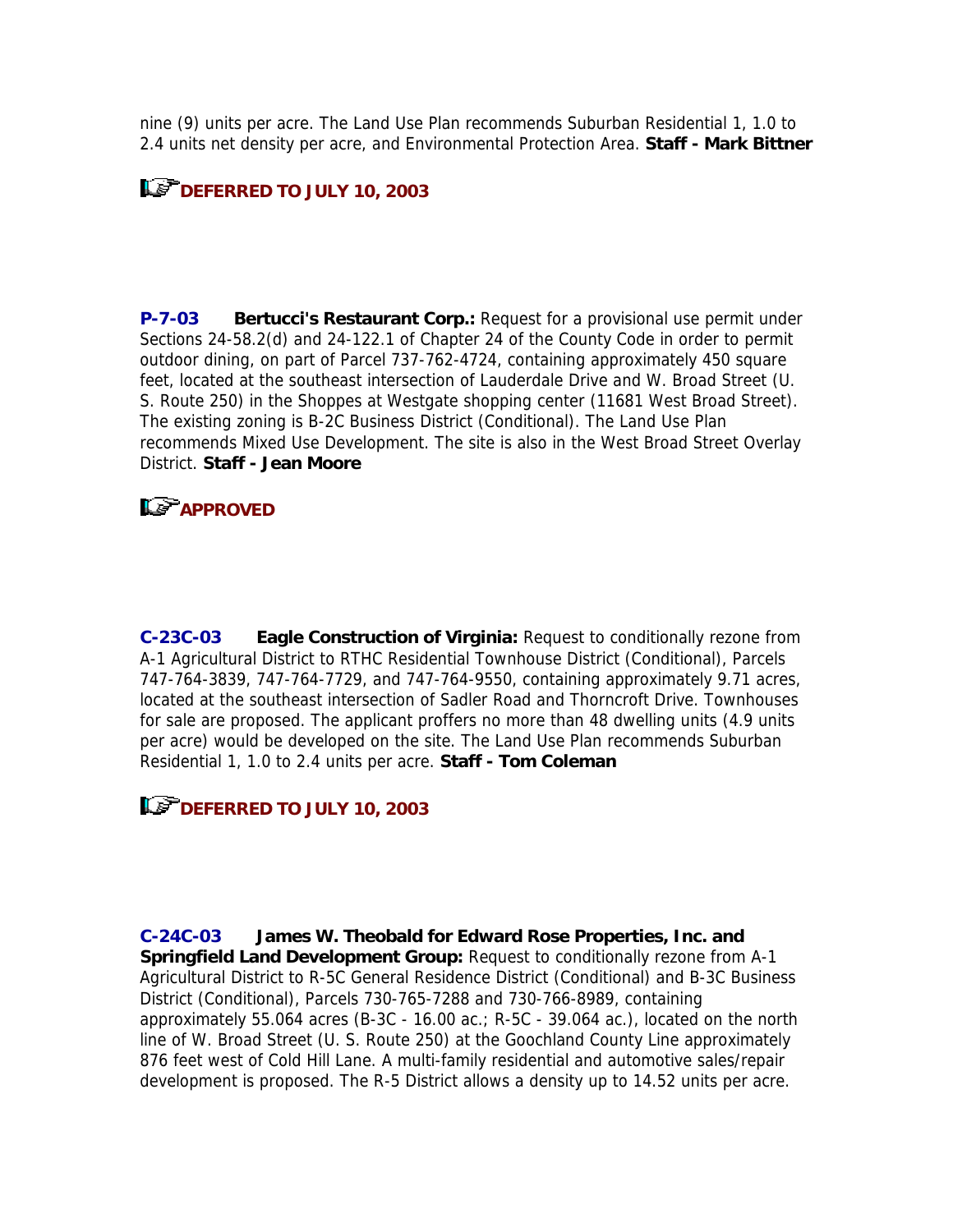nine (9) units per acre. The Land Use Plan recommends Suburban Residential 1, 1.0 to 2.4 units net density per acre, and Environmental Protection Area. **Staff - Mark Bittner**

**DEFERRED TO JULY 10, 2003**

**P-7-03** **Bertucci's Restaurant Corp.:** Request for a provisional use permit under Sections 24-58.2(d) and 24-122.1 of Chapter 24 of the County Code in order to permit outdoor dining, on part of Parcel 737-762-4724, containing approximately 450 square feet, located at the southeast intersection of Lauderdale Drive and W. Broad Street (U. S. Route 250) in the Shoppes at Westgate shopping center (11681 West Broad Street). The existing zoning is B-2C Business District (Conditional). The Land Use Plan recommends Mixed Use Development. The site is also in the West Broad Street Overlay District. **Staff - Jean Moore**

**APPROVED**

**C-23C-03** **Eagle Construction of Virginia:** Request to conditionally rezone from A-1 Agricultural District to RTHC Residential Townhouse District (Conditional), Parcels 747-764-3839, 747-764-7729, and 747-764-9550, containing approximately 9.71 acres, located at the southeast intersection of Sadler Road and Thorncroft Drive. Townhouses for sale are proposed. The applicant proffers no more than 48 dwelling units (4.9 units per acre) would be developed on the site. The Land Use Plan recommends Suburban Residential 1, 1.0 to 2.4 units per acre. **Staff - Tom Coleman**

**DEFERRED TO JULY 10, 2003**

**C-24C-03** **James W. Theobald for Edward Rose Properties, Inc. and Springfield Land Development Group:** Request to conditionally rezone from A-1 Agricultural District to R-5C General Residence District (Conditional) and B-3C Business District (Conditional), Parcels 730-765-7288 and 730-766-8989, containing approximately 55.064 acres (B-3C - 16.00 ac.; R-5C - 39.064 ac.), located on the north line of W. Broad Street (U. S. Route 250) at the Goochland County Line approximately 876 feet west of Cold Hill Lane. A multi-family residential and automotive sales/repair development is proposed. The R-5 District allows a density up to 14.52 units per acre.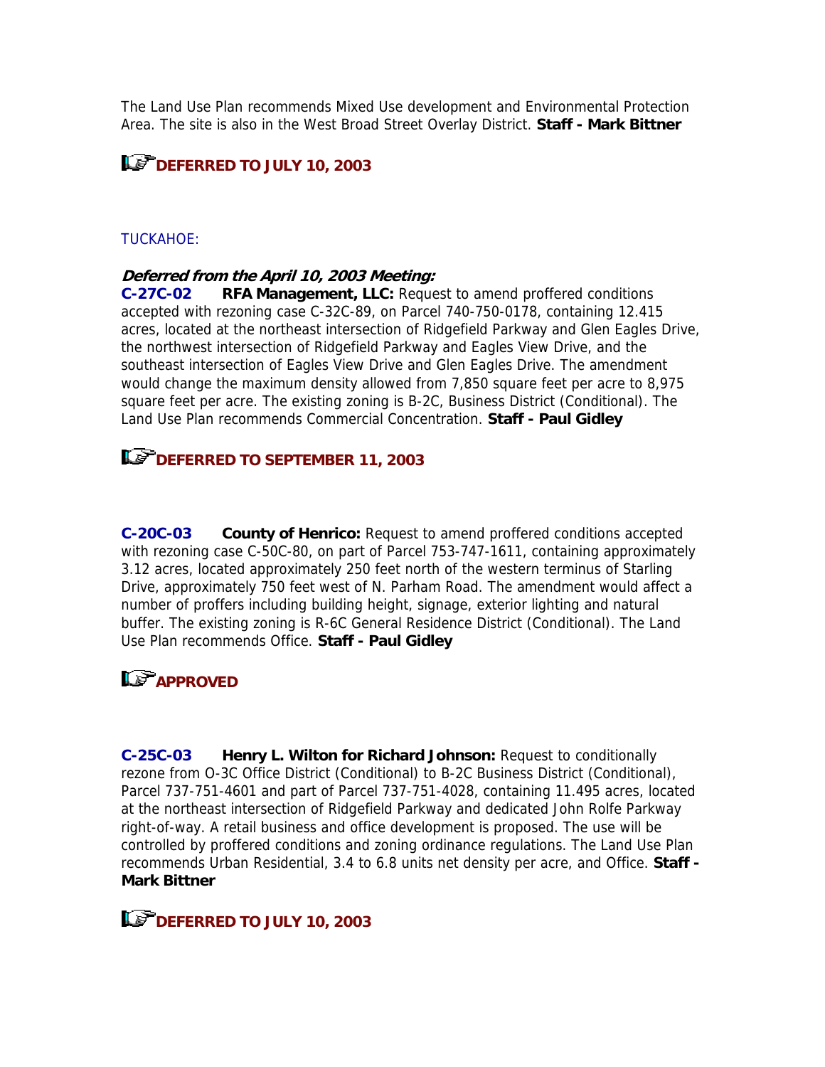The Land Use Plan recommends Mixed Use development and Environmental Protection Area. The site is also in the West Broad Street Overlay District. **Staff - Mark Bittner**

**DEFERRED TO JULY 10, 2003**

TUCKAHOE:

***Deferred from the April 10, 2003 Meeting:***
**C-27C-02** **RFA Management, LLC:** Request to amend proffered conditions accepted with rezoning case C-32C-89, on Parcel 740-750-0178, containing 12.415 acres, located at the northeast intersection of Ridgefield Parkway and Glen Eagles Drive, the northwest intersection of Ridgefield Parkway and Eagles View Drive, and the southeast intersection of Eagles View Drive and Glen Eagles Drive. The amendment would change the maximum density allowed from 7,850 square feet per acre to 8,975 square feet per acre. The existing zoning is B-2C, Business District (Conditional). The Land Use Plan recommends Commercial Concentration. **Staff - Paul Gidley**

**DEFERRED TO SEPTEMBER 11, 2003**

**C-20C-03** **County of Henrico:** Request to amend proffered conditions accepted with rezoning case C-50C-80, on part of Parcel 753-747-1611, containing approximately 3.12 acres, located approximately 250 feet north of the western terminus of Starling Drive, approximately 750 feet west of N. Parham Road. The amendment would affect a number of proffers including building height, signage, exterior lighting and natural buffer. The existing zoning is R-6C General Residence District (Conditional). The Land Use Plan recommends Office. **Staff - Paul Gidley**

**APPROVED**

**C-25C-03** **Henry L. Wilton for Richard Johnson:** Request to conditionally rezone from O-3C Office District (Conditional) to B-2C Business District (Conditional), Parcel 737-751-4601 and part of Parcel 737-751-4028, containing 11.495 acres, located at the northeast intersection of Ridgefield Parkway and dedicated John Rolfe Parkway right-of-way. A retail business and office development is proposed. The use will be controlled by proffered conditions and zoning ordinance regulations. The Land Use Plan recommends Urban Residential, 3.4 to 6.8 units net density per acre, and Office. **Staff - Mark Bittner**

**DEFERRED TO JULY 10, 2003**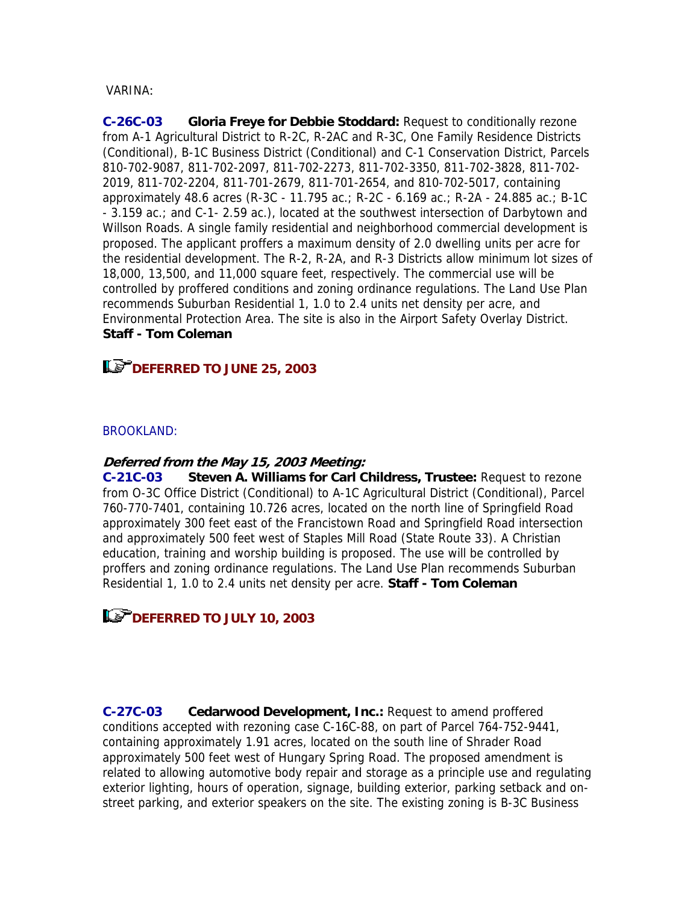VARINA:

**C-26C-03 Gloria Freye for Debbie Stoddard:** Request to conditionally rezone from A-1 Agricultural District to R-2C, R-2AC and R-3C, One Family Residence Districts (Conditional), B-1C Business District (Conditional) and C-1 Conservation District, Parcels 810-702-9087, 811-702-2097, 811-702-2273, 811-702-3350, 811-702-3828, 811-702-2019, 811-702-2204, 811-701-2679, 811-701-2654, and 810-702-5017, containing approximately 48.6 acres (R-3C - 11.795 ac.; R-2C - 6.169 ac.; R-2A - 24.885 ac.; B-1C - 3.159 ac.; and C-1- 2.59 ac.), located at the southwest intersection of Darbytown and Willson Roads. A single family residential and neighborhood commercial development is proposed. The applicant proffers a maximum density of 2.0 dwelling units per acre for the residential development. The R-2, R-2A, and R-3 Districts allow minimum lot sizes of 18,000, 13,500, and 11,000 square feet, respectively. The commercial use will be controlled by proffered conditions and zoning ordinance regulations. The Land Use Plan recommends Suburban Residential 1, 1.0 to 2.4 units net density per acre, and Environmental Protection Area. The site is also in the Airport Safety Overlay District. **Staff - Tom Coleman**

**DEFERRED TO JUNE 25, 2003**

BROOKLAND:

***Deferred from the May 15, 2003 Meeting:***
**C-21C-03 Steven A. Williams for Carl Childress, Trustee:** Request to rezone from O-3C Office District (Conditional) to A-1C Agricultural District (Conditional), Parcel 760-770-7401, containing 10.726 acres, located on the north line of Springfield Road approximately 300 feet east of the Francistown Road and Springfield Road intersection and approximately 500 feet west of Staples Mill Road (State Route 33). A Christian education, training and worship building is proposed. The use will be controlled by proffers and zoning ordinance regulations. The Land Use Plan recommends Suburban Residential 1, 1.0 to 2.4 units net density per acre. **Staff - Tom Coleman**

**DEFERRED TO JULY 10, 2003**

**C-27C-03 Cedarwood Development, Inc.:** Request to amend proffered conditions accepted with rezoning case C-16C-88, on part of Parcel 764-752-9441, containing approximately 1.91 acres, located on the south line of Shrader Road approximately 500 feet west of Hungary Spring Road. The proposed amendment is related to allowing automotive body repair and storage as a principle use and regulating exterior lighting, hours of operation, signage, building exterior, parking setback and on-street parking, and exterior speakers on the site. The existing zoning is B-3C Business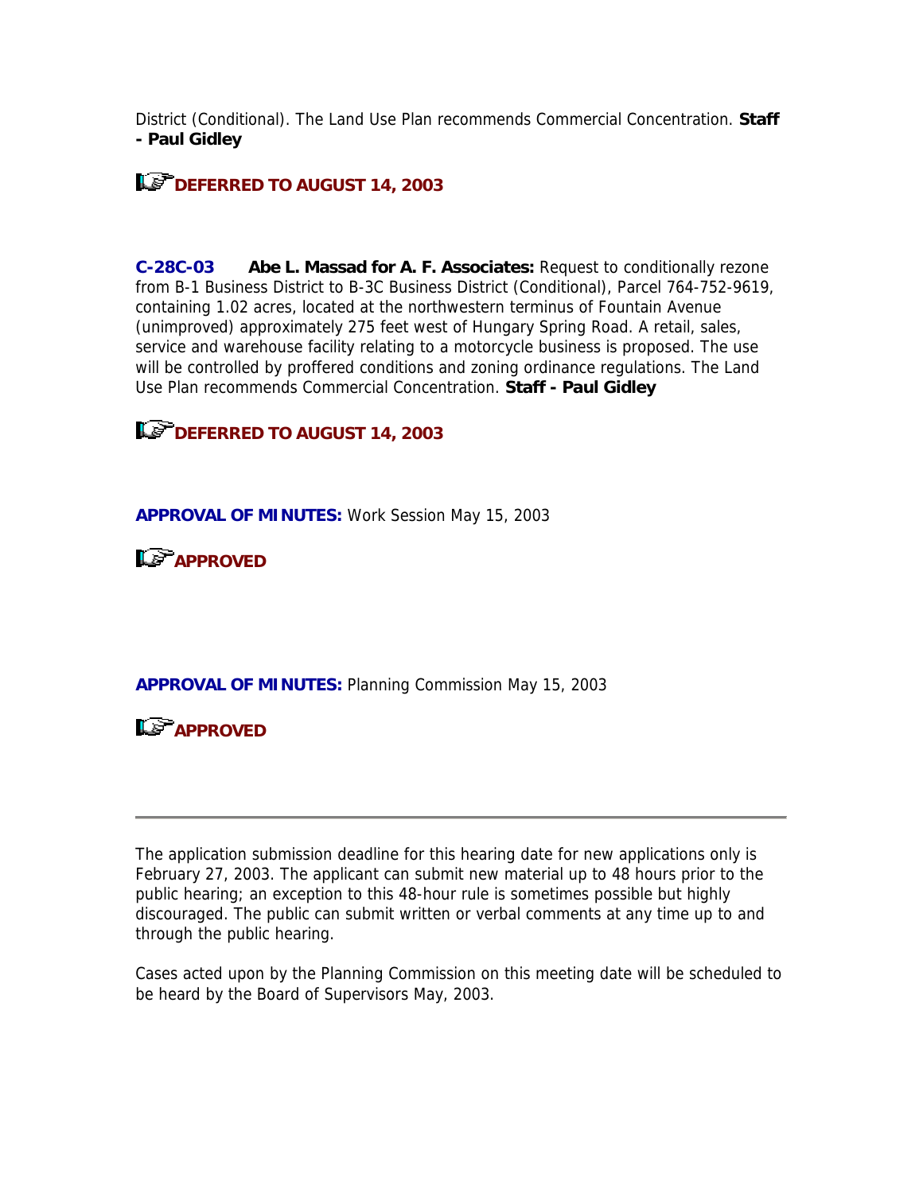District (Conditional). The Land Use Plan recommends Commercial Concentration. **Staff - Paul Gidley**

**DEFERRED TO AUGUST 14, 2003**

**C-28C-03** **Abe L. Massad for A. F. Associates:** Request to conditionally rezone from B-1 Business District to B-3C Business District (Conditional), Parcel 764-752-9619, containing 1.02 acres, located at the northwestern terminus of Fountain Avenue (unimproved) approximately 275 feet west of Hungary Spring Road. A retail, sales, service and warehouse facility relating to a motorcycle business is proposed. The use will be controlled by proffered conditions and zoning ordinance regulations. The Land Use Plan recommends Commercial Concentration. **Staff - Paul Gidley**

**DEFERRED TO AUGUST 14, 2003**

**APPROVAL OF MINUTES:** Work Session May 15, 2003

**APPROVED**

**APPROVAL OF MINUTES:** Planning Commission May 15, 2003

**APPROVED**

---

The application submission deadline for this hearing date for new applications only is February 27, 2003. The applicant can submit new material up to 48 hours prior to the public hearing; an exception to this 48-hour rule is sometimes possible but highly discouraged. The public can submit written or verbal comments at any time up to and through the public hearing.

Cases acted upon by the Planning Commission on this meeting date will be scheduled to be heard by the Board of Supervisors May, 2003.